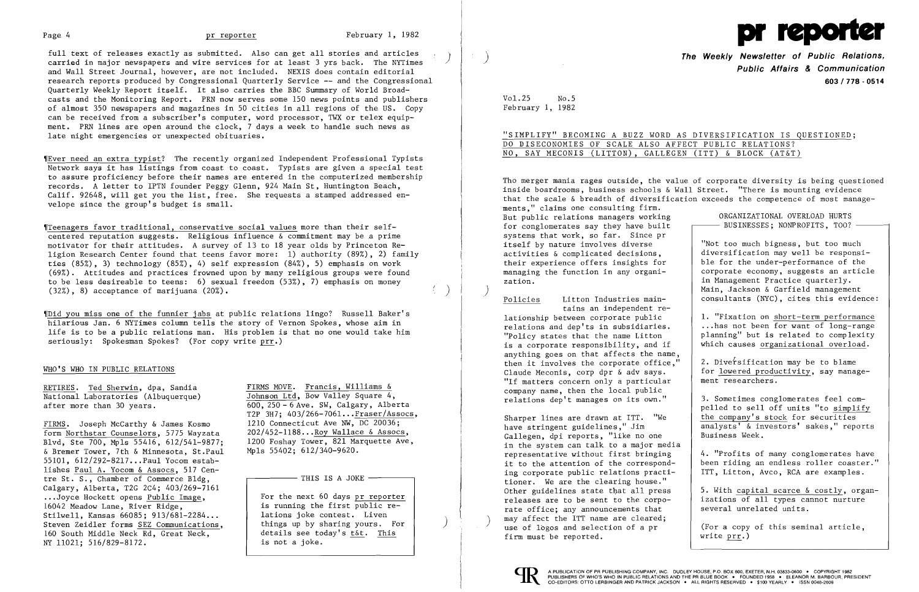full text of releases exactly as submitted. Also can get all stories and articles carried in major newspapers and wire services for at least 3 yrs back. The NYTimes and Wall Street Journal, however, are not included. NEXIS does contain editorial research reports produced by Congressional Quarterly Service -- and the Congressional Quarterly Weekly Report itself. It also carries the BBC Summary of World Broadcasts and the Monitoring Report. PRN now serves some 150 news points and publishers of almost 350 newspapers and magazines in 50 cities in all regions of the US. Copy can be received from a subscriber's computer, word processor, TWX or telex equipment. PRN lines are open around the clock, 7 days a week to handle such news as late night emergencies or unexpected obituaries.

¶Ever need an extra typist? The recently organized Independent Professional Typists Network says it has listings from coast to coast. Typists are given a special test to assure proficiency before their names are entered in the computerized membership records. A letter to IPTN founder Peggy Glenn, 924 Main St, Huntington Beach, Calif. 92648, will get you the list, free. She requests a stamped addressed envelope since the group's budget is small.

¶Teenagers favor traditional, conservative social values more than their self-centered reputation suggests. Religious influence & commitment may be a prime motivator for their attitudes. A survey of 13 to 18 year olds by Princeton Religion Research Center found that teens favor more: 1) authority (89%), 2) family ties (85%), 3) technology (85%), 4) self expression (84%), 5) emphasis on work (69%). Attitudes and practices frowned upon by many religious groups were found to be less desireable to teens: 6) sexual freedom (53%), 7) emphasis on money (32%), 8) acceptance of marijuana (20%).

¶Did you miss one of the funnier jabs at public relations lingo? Russell Baker's hilarious Jan. 6 NYTimes column tells the story of Vernon Spokes, whose aim in life is to be a public relations man. His problem is that no one would take him seriously: Spokesman Spokes? (For copy write prr.)

## WHO'S WHO IN PUBLIC RELATIONS

RETIRES. Ted Sherwin, dpa, Sandia National Laboratories (Albuquerque) after more than 30 years.

FIRMS. Joseph McCarthy & James Kosmo form Northstar Counselors, 5775 Wayzata Blvd, Ste 700, Mpls 55416, 612/541-9877; & Bremer Tower, 7th & Minnesota, St.Paul 55101, 612/292-8217...Paul Yocom establishes Paul A. Yocom & Assocs, 517 Centre St. S., Chamber of Commerce Bldg, Calgary, Alberta, T2G 2C4; 403/269-7161 ...Joyce Hockett opens Public Image, 16042 Meadow Lane, River Ridge, Stilwell, Kansas 66085; 913/681-2284... Steven Zeidler forms SEZ Communications, 160 South Middle Neck Rd, Great Neck, NY 11021; 516/829-8172.

FIRMS MOVE. Francis, Williams & Johnson Ltd, Bow Valley Square 4, 600, 250 - 6 Ave. SW, Calgary, Alberta T2P 3H7; 403/266-7061...Fraser/Assocs, 1210 Connecticut Ave NW, DC 20036; 202/452-1188...Roy Wallace & Assocs, 1200 Foshay Tower, 821 Marquette Ave, Mpls 55402; 612/340-9620.

**THIS IS A JOKE**

For the next 60 days pr reporter is running the first public relations joke contest. Liven things up by sharing yours. For details see today's t&t. This is not a joke.

# pr reporter

**The Weekly Newsletter of Public Relations, Public Affairs & Communication**
603 / 778 - 0514

Vol.25 No.5
February 1, 1982

## "SIMPLIFY" BECOMING A BUZZ WORD AS DIVERSIFICATION IS QUESTIONED; DO DISECONOMIES OF SCALE ALSO AFFECT PUBLIC RELATIONS? NO, SAY MECONIS (LITTON), GALLEGEN (ITT) & BLOCK (AT&T)

Tho merger mania rages outside, the value of corporate diversity is being questioned inside boardrooms, business schools & Wall Street. "There is mounting evidence that the scale & breadth of diversification exceeds the competence of most managements," claims one consulting firm. But public relations managers working for conglomerates say they have built systems that work, so far. Since pr itself by nature involves diverse activities & complicated decisions, their experience offers insights for managing the function in any organization.

Policies — Litton Industries maintains an independent relationship between corporate public relations and dep'ts in subsidiaries. "Policy states that the name Litton is a corporate responsibility, and if anything goes on that affects the name, then it involves the corporate office," Claude Meconis, corp dpr & adv says. "If matters concern only a particular company name, then the local public relations dep't manages on its own."

Sharper lines are drawn at ITT. "We have stringent guidelines," Jim Gallegen, dpi reports, "like no one in the system can talk to a major media representative without first bringing it to the attention of the corresponding corporate public relations practitioner. We are the clearing house." Other guidelines state that all press releases are to be sent to the corporate office; any announcements that may affect the ITT name are cleared; use of logos and selection of a pr firm must be reported.

**ORGANIZATIONAL OVERLOAD HURTS BUSINESSES; NONPROFITS, TOO?**

"Not too much bigness, but too much diversification may well be responsible for the under-performance of the corporate economy, suggests an article in Management Practice quarterly. Main, Jackson & Garfield management consultants (NYC), cites this evidence:

1. "Fixation on short-term performance ...has not been for want of long-range planning" but is related to complexity which causes organizational overload.

2. Diversification may be to blame for lowered productivity, say management researchers.

3. Sometimes conglomerates feel compelled to sell off units "to simplify the company's stock for securities analysts' & investors' sakes," reports Business Week.

4. "Profits of many conglomerates have been riding an endless roller coaster." ITT, Litton, Avco, RCA are examples.

5. With capital scarce & costly, organizations of all types cannot nurture several unrelated units.

(For a copy of this seminal article, write prr.)

A PUBLICATION OF PR PUBLISHING COMPANY, INC. DUDLEY HOUSE, P.O. BOX 600, EXETER, N.H. 03833-0600 • COPYRIGHT 1982 PUBLISHERS OF WHO'S WHO IN PUBLIC RELATIONS AND THE PR BLUE BOOK • FOUNDED 1958 • ELEANOR M. BARBOUR, PRESIDENT CO-EDITORS: OTTO LERBINGER AND PATRICK JACKSON • ALL RIGHTS RESERVED • $100 YEARLY • ISSN 0048-2609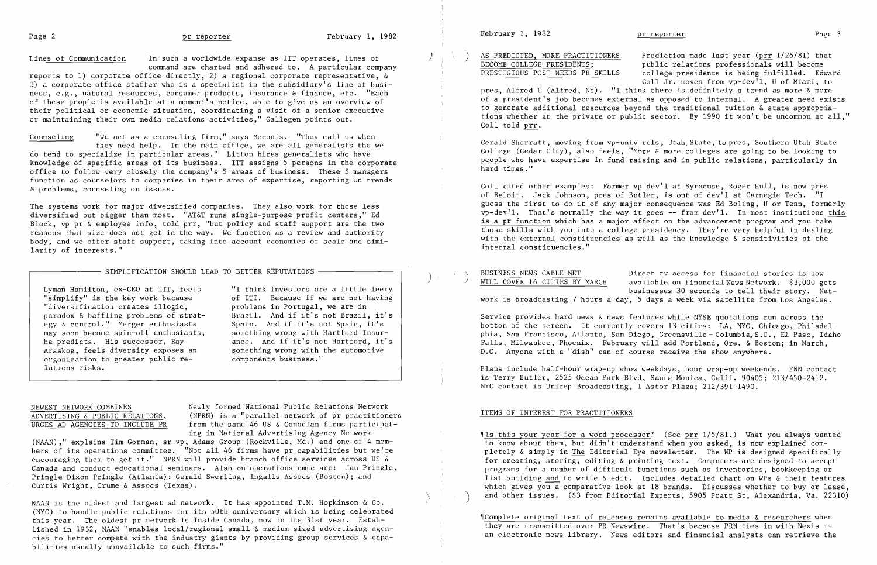**Lines of Communication** In such a worldwide expanse as ITT operates, lines of command are charted and adhered to. A particular company reports to 1) corporate office directly, 2) a regional corporate representative, & 3) a corporate office staffer who is a specialist in the subsidiary's line of business, e.g., natural resources, consumer products, insurance & finance, etc. "Each of these people is available at a moment's notice, able to give us an overview of their political or economic situation, coordinating a visit of a senior executive or maintaining their own media relations activities," Gallegen points out.

**Counseling** "We act as a counseling firm," says Meconis. "They call us when they need help. In the main office, we are all generalists tho we do tend to specialize in particular areas." Litton hires generalists who have knowledge of specific areas of its business. ITT assigns 5 persons in the corporate office to follow very closely the company's 5 areas of business. These 5 managers function as counselors to companies in their area of expertise, reporting on trends & problems, counseling on issues.

The systems work for major diversified companies. They also work for those less diversified but bigger than most. "AT&T runs single-purpose profit centers," Ed Block, vp pr & employee info, told prr, "but policy and staff support are the two reasons that size does not get in the way. We function as a review and authority body, and we offer staff support, taking into account economies of scale and similarity of interests."

**SIMPLIFICATION SHOULD LEAD TO BETTER REPUTATIONS**

Lyman Hamilton, ex-CEO at ITT, feels "simplify" is the key work because "diversification creates illogic, paradox & baffling problems of strategy & control." Merger enthusiasts may soon become spin-off enthusiasts, he predicts. His successor, Ray Araskog, feels diversity exposes an organization to greater public relations risks. "I think investors are a little leery of ITT. Because if we are not having problems in Portugal, we are in Brazil. And if it's not Brazil, it's Spain. And if it's not Spain, it's something wrong with Hartford Insurance. And if it's not Hartford, it's something wrong with the automotive components business."

**NEWEST NETWORK COMBINES ADVERTISING & PUBLIC RELATIONS, URGES AD AGENCIES TO INCLUDE PR**

Newly formed National Public Relations Network (NPRN) is a "parallel network of pr practitioners from the same 46 US & Canadian firms participating in National Advertising Agency Network (NAAN)," explains Tim Gorman, sr vp, Adams Group (Rockville, Md.) and one of 4 members of its operations committee. "Not all 46 firms have pr capabilities but we're encouraging them to get it." NPRN will provide branch office services across US & Canada and conduct educational seminars. Also on operations cmte are: Jan Pringle, Pringle Dixon Pringle (Atlanta); Gerald Swerling, Ingalls Assocs (Boston); and Curtis Wright, Crume & Assocs (Texas).

NAAN is the oldest and largest ad network. It has appointed T.M. Hopkinson & Co. (NYC) to handle public relations for its 50th anniversary which is being celebrated this year. The oldest pr network is Inside Canada, now in its 31st year. Established in 1932, NAAN "enables local/regional small & medium sized advertising agencies to better compete with the industry giants by providing group services & capabilities usually unavailable to such firms."

**AS PREDICTED, MORE PRACTITIONERS BECOME COLLEGE PRESIDENTS; PRESTIGIOUS POST NEEDS PR SKILLS**

Prediction made last year (prr 1/26/81) that public relations professionals will become college presidents is being fulfilled. Edward Coll Jr. moves from vp-dev'l, U of Miami, to pres, Alfred U (Alfred, NY). "I think there is definitely a trend as more & more of a president's job becomes external as opposed to internal. A greater need exists to generate additional resources beyond the traditional tuition & state appropriations whether at the private or public sector. By 1990 it won't be uncommon at all," Coll told prr.

Gerald Sherratt, moving from vp-univ rels, Utah State, to pres, Southern Utah State College (Cedar City), also feels, "More & more colleges are going to be looking to people who have expertise in fund raising and in public relations, particularly in hard times."

Coll cited other examples: Former vp dev'l at Syracuse, Roger Hull, is now pres of Beloit. Jack Johnson, pres of Butler, is out of dev'l at Carnegie Tech. "I guess the first to do it of any major consequence was Ed Boling, U or Tenn, formerly vp-dev'l. That's normally the way it goes -- from dev'l. In most institutions this is a pr function which has a major affect on the advancement program and you take those skills with you into a college presidency. They're very helpful in dealing with the external constituencies as well as the knowledge & sensitivities of the internal constituencies."

**BUSINESS NEWS CABLE NET WILL COVER 16 CITIES BY MARCH**

Direct tv access for financial stories is now available on Financial News Network. $3,000 gets businesses 30 seconds to tell their story. Network is broadcasting 7 hours a day, 5 days a week via satellite from Los Angeles.

Service provides hard news & news features while NYSE quotations run across the bottom of the screen. It currently covers 13 cities: LA, NYC, Chicago, Philadelphia, San Francisco, Atlanta, San Diego, Greensville - Columbia, S.C., El Paso, Idaho Falls, Milwaukee, Phoenix. February will add Portland, Ore. & Boston; in March, D.C. Anyone with a "dish" can of course receive the show anywhere.

Plans include half-hour wrap-up show weekdays, hour wrap-up weekends. FNN contact is Terry Butler, 2525 Ocean Park Blvd, Santa Monica, Calif. 90405; 213/450-2412. NYC contact is Unirep Broadcasting, 1 Astor Plaza; 212/391-1490.

## ITEMS OF INTEREST FOR PRACTITIONERS

¶Is this your year for a word processor? (See prr 1/5/81.) What you always wanted to know about them, but didn't understand when you asked, is now explained completely & simply in The Editorial Eye newsletter. The WP is designed specifically for creating, storing, editing & printing text. Computers are designed to accept programs for a number of difficult functions such as inventories, bookkeeping or list building and to write & edit. Includes detailed chart on WPs & their features which gives you a comparative look at 18 brands. Discusses whether to buy or lease, and other issues. ($3 from Editorial Experts, 5905 Pratt St, Alexandria, Va. 22310)

¶Complete original text of releases remains available to media & researchers when they are transmitted over PR Newswire. That's because PRN ties in with Nexis -- an electronic news library. News editors and financial analysts can retrieve the